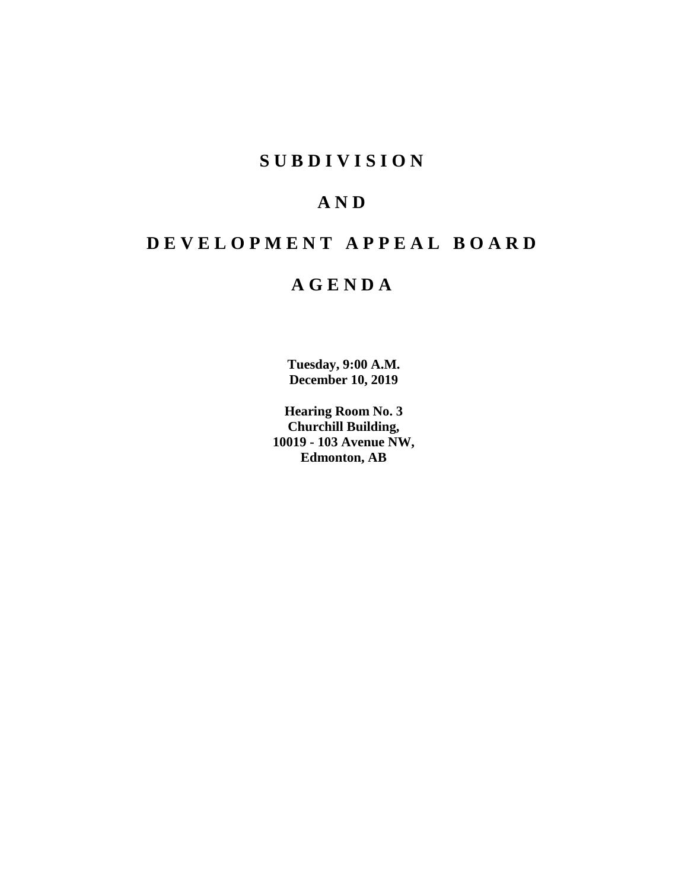# S U B D I V I S I O N

# A N D

# D E V E L O P M E N T A P P E A L B O A R D

# A G E N D A

**Tuesday, 9:00 A.M.**
**December 10, 2019**

**Hearing Room No. 3**
**Churchill Building,**
**10019 - 103 Avenue NW,**
**Edmonton, AB**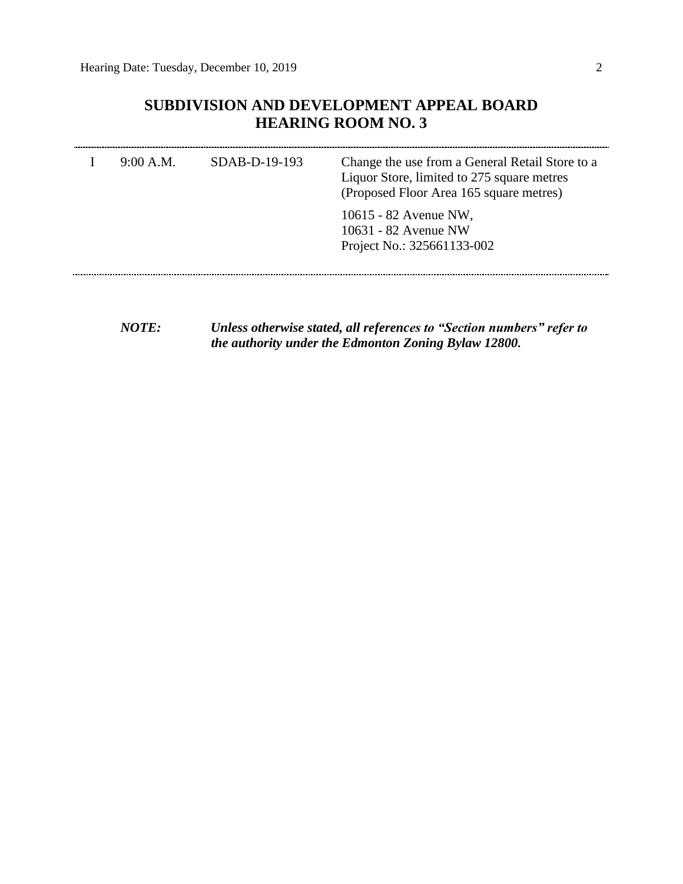## SUBDIVISION AND DEVELOPMENT APPEAL BOARD
## HEARING ROOM NO. 3

| | | | |
|---|---|---|---|
| I | 9:00 A.M. | SDAB-D-19-193 | Change the use from a General Retail Store to a Liquor Store, limited to 275 square metres (Proposed Floor Area 165 square metres) |
| | | | 10615 - 82 Avenue NW,<br>10631 - 82 Avenue NW<br>Project No.: 325661133-002 |

***NOTE:*** ***Unless otherwise stated, all references to "Section numbers" refer to the authority under the Edmonton Zoning Bylaw 12800.***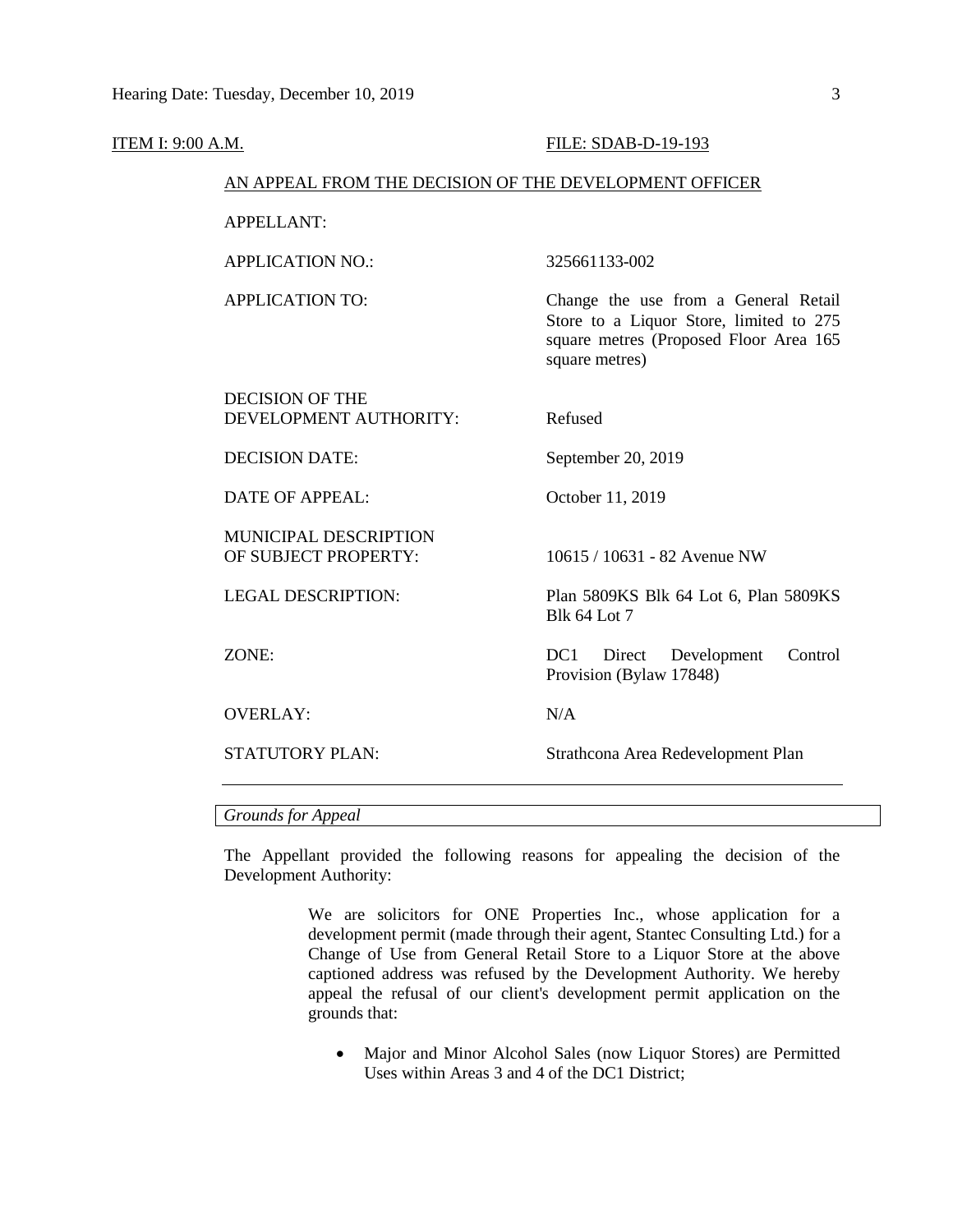ITEM I: 9:00 A.M. FILE: SDAB-D-19-193

AN APPEAL FROM THE DECISION OF THE DEVELOPMENT OFFICER

| | |
|---|---|
| APPELLANT: | |
| APPLICATION NO.: | 325661133-002 |
| APPLICATION TO: | Change the use from a General Retail Store to a Liquor Store, limited to 275 square metres (Proposed Floor Area 165 square metres) |
| DECISION OF THE DEVELOPMENT AUTHORITY: | Refused |
| DECISION DATE: | September 20, 2019 |
| DATE OF APPEAL: | October 11, 2019 |
| MUNICIPAL DESCRIPTION OF SUBJECT PROPERTY: | 10615 / 10631 - 82 Avenue NW |
| LEGAL DESCRIPTION: | Plan 5809KS Blk 64 Lot 6, Plan 5809KS Blk 64 Lot 7 |
| ZONE: | DC1 Direct Development Control Provision (Bylaw 17848) |
| OVERLAY: | N/A |
| STATUTORY PLAN: | Strathcona Area Redevelopment Plan |

*Grounds for Appeal*

The Appellant provided the following reasons for appealing the decision of the Development Authority:

> We are solicitors for ONE Properties Inc., whose application for a development permit (made through their agent, Stantec Consulting Ltd.) for a Change of Use from General Retail Store to a Liquor Store at the above captioned address was refused by the Development Authority. We hereby appeal the refusal of our client's development permit application on the grounds that:
>
> - Major and Minor Alcohol Sales (now Liquor Stores) are Permitted Uses within Areas 3 and 4 of the DC1 District;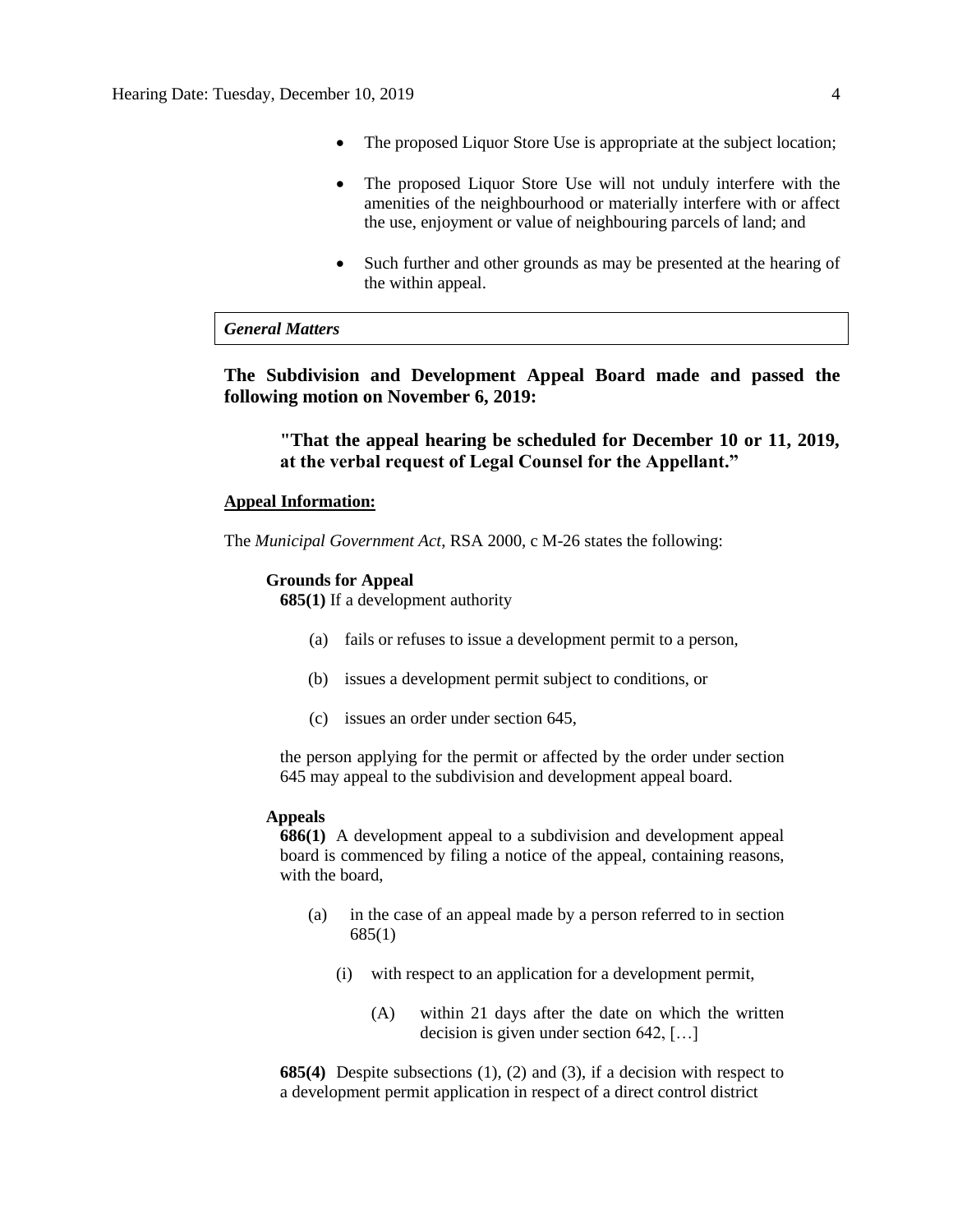- The proposed Liquor Store Use is appropriate at the subject location;

- The proposed Liquor Store Use will not unduly interfere with the amenities of the neighbourhood or materially interfere with or affect the use, enjoyment or value of neighbouring parcels of land; and

- Such further and other grounds as may be presented at the hearing of the within appeal.

***General Matters***

**The Subdivision and Development Appeal Board made and passed the following motion on November 6, 2019:**

> **"That the appeal hearing be scheduled for December 10 or 11, 2019, at the verbal request of Legal Counsel for the Appellant."**

**Appeal Information:**

The *Municipal Government Act*, RSA 2000, c M-26 states the following:

**Grounds for Appeal**

**685(1)** If a development authority

(a) fails or refuses to issue a development permit to a person,

(b) issues a development permit subject to conditions, or

(c) issues an order under section 645,

the person applying for the permit or affected by the order under section 645 may appeal to the subdivision and development appeal board.

**Appeals**

**686(1)** A development appeal to a subdivision and development appeal board is commenced by filing a notice of the appeal, containing reasons, with the board,

(a) in the case of an appeal made by a person referred to in section 685(1)

(i) with respect to an application for a development permit,

(A) within 21 days after the date on which the written decision is given under section 642, […]

**685(4)** Despite subsections (1), (2) and (3), if a decision with respect to a development permit application in respect of a direct control district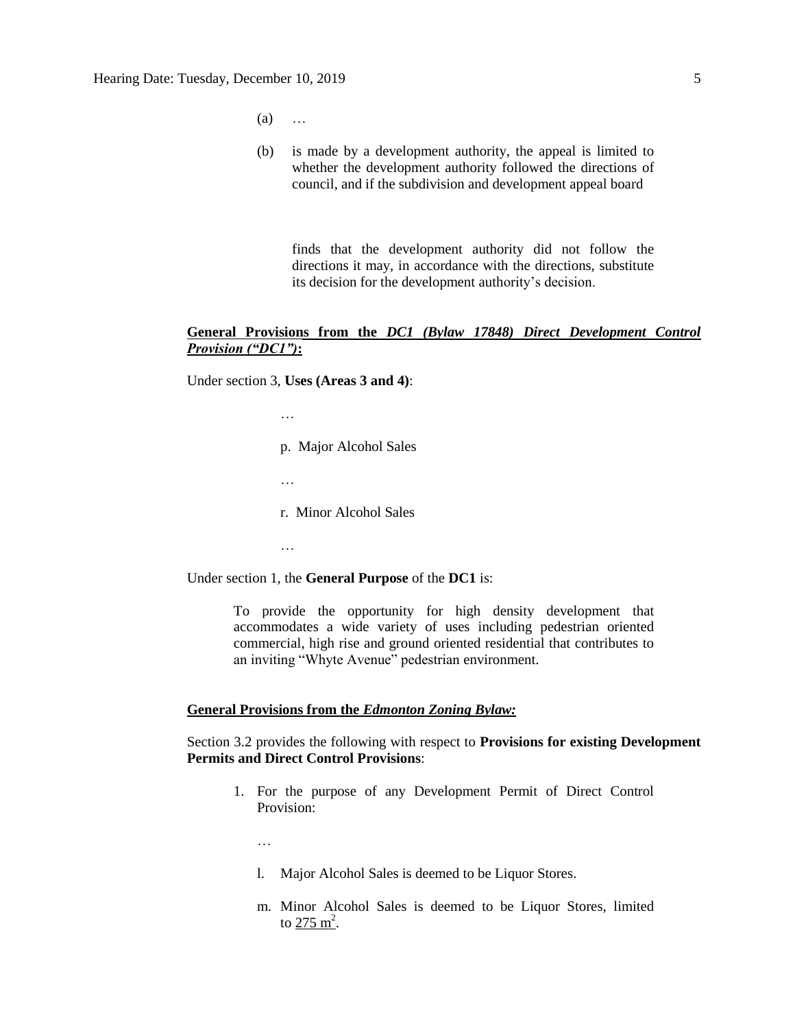(a) …

(b) is made by a development authority, the appeal is limited to whether the development authority followed the directions of council, and if the subdivision and development appeal board

finds that the development authority did not follow the directions it may, in accordance with the directions, substitute its decision for the development authority's decision.

**General Provisions from the *DC1 (Bylaw 17848) Direct Development Control Provision ("DC1")*:**

Under section 3, **Uses (Areas 3 and 4)**:

…

p. Major Alcohol Sales

…

r. Minor Alcohol Sales

…

Under section 1, the **General Purpose** of the **DC1** is:

> To provide the opportunity for high density development that accommodates a wide variety of uses including pedestrian oriented commercial, high rise and ground oriented residential that contributes to an inviting "Whyte Avenue" pedestrian environment.

**General Provisions from the *Edmonton Zoning Bylaw:***

Section 3.2 provides the following with respect to **Provisions for existing Development Permits and Direct Control Provisions**:

1. For the purpose of any Development Permit of Direct Control Provision:

   …

   l. Major Alcohol Sales is deemed to be Liquor Stores.

   m. Minor Alcohol Sales is deemed to be Liquor Stores, limited to $275\ m^2$.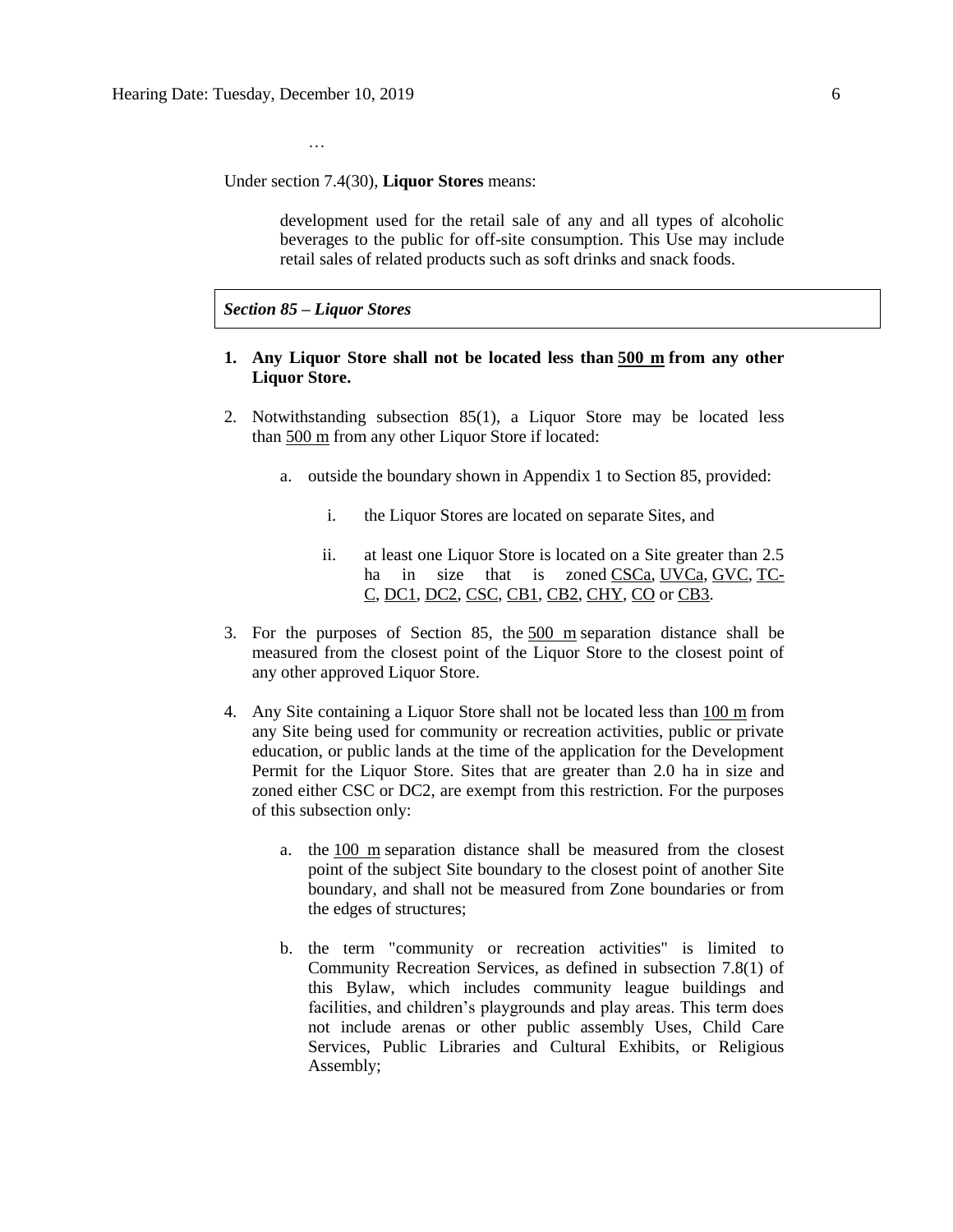…

Under section 7.4(30), **Liquor Stores** means:

> development used for the retail sale of any and all types of alcoholic beverages to the public for off-site consumption. This Use may include retail sales of related products such as soft drinks and snack foods.

***Section 85 – Liquor Stores***

1. **Any Liquor Store shall not be located less than 500 m from any other Liquor Store.**

2. Notwithstanding subsection 85(1), a Liquor Store may be located less than 500 m from any other Liquor Store if located:

   a. outside the boundary shown in Appendix 1 to Section 85, provided:

      i. the Liquor Stores are located on separate Sites, and

      ii. at least one Liquor Store is located on a Site greater than 2.5 ha in size that is zoned CSCa, UVCa, GVC, TC-C, DC1, DC2, CSC, CB1, CB2, CHY, CO or CB3.

3. For the purposes of Section 85, the 500 m separation distance shall be measured from the closest point of the Liquor Store to the closest point of any other approved Liquor Store.

4. Any Site containing a Liquor Store shall not be located less than 100 m from any Site being used for community or recreation activities, public or private education, or public lands at the time of the application for the Development Permit for the Liquor Store. Sites that are greater than 2.0 ha in size and zoned either CSC or DC2, are exempt from this restriction. For the purposes of this subsection only:

   a. the 100 m separation distance shall be measured from the closest point of the subject Site boundary to the closest point of another Site boundary, and shall not be measured from Zone boundaries or from the edges of structures;

   b. the term "community or recreation activities" is limited to Community Recreation Services, as defined in subsection 7.8(1) of this Bylaw, which includes community league buildings and facilities, and children's playgrounds and play areas. This term does not include arenas or other public assembly Uses, Child Care Services, Public Libraries and Cultural Exhibits, or Religious Assembly;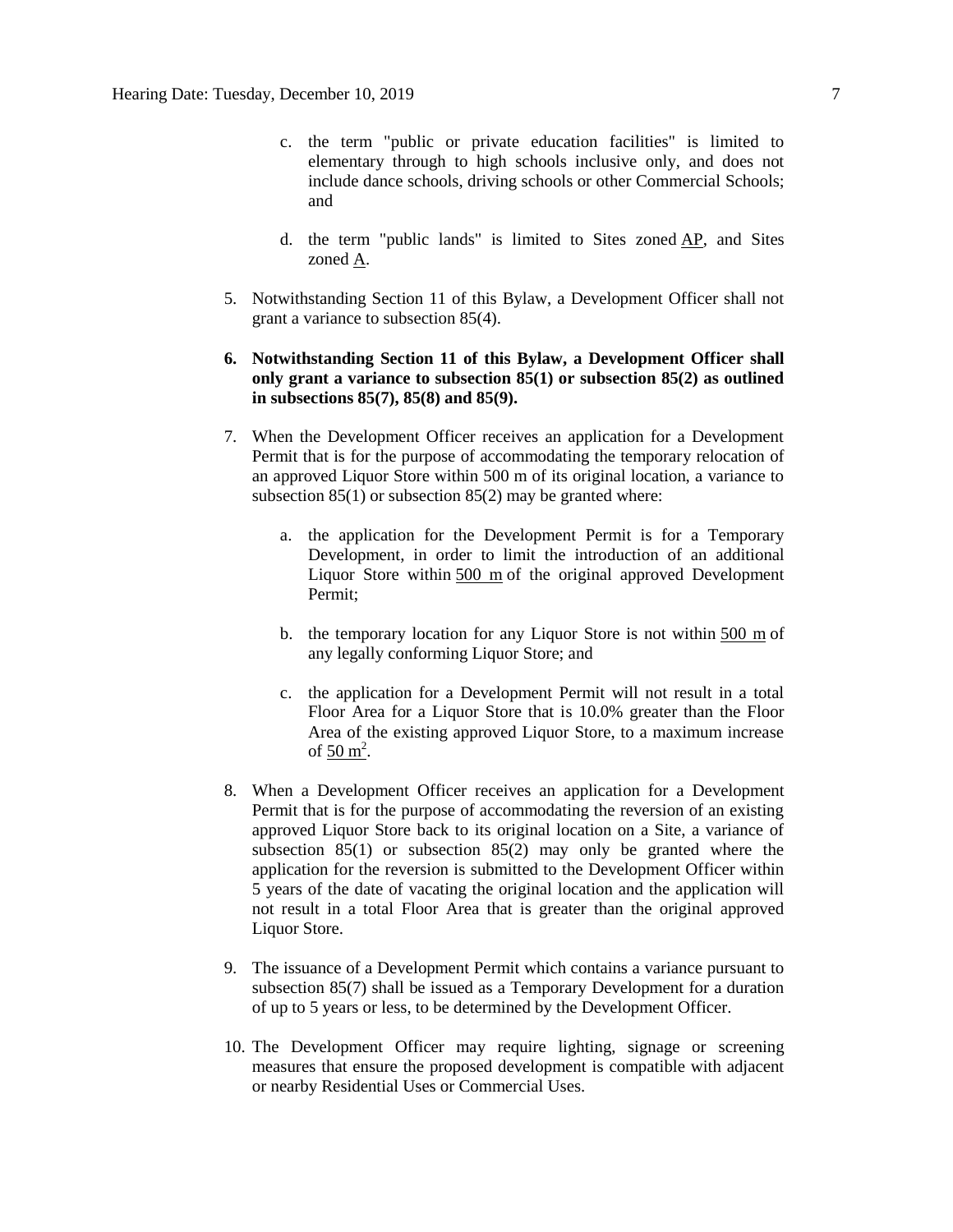c. the term "public or private education facilities" is limited to elementary through to high schools inclusive only, and does not include dance schools, driving schools or other Commercial Schools; and

d. the term "public lands" is limited to Sites zoned AP, and Sites zoned A.

5. Notwithstanding Section 11 of this Bylaw, a Development Officer shall not grant a variance to subsection 85(4).

6. **Notwithstanding Section 11 of this Bylaw, a Development Officer shall only grant a variance to subsection 85(1) or subsection 85(2) as outlined in subsections 85(7), 85(8) and 85(9).**

7. When the Development Officer receives an application for a Development Permit that is for the purpose of accommodating the temporary relocation of an approved Liquor Store within 500 m of its original location, a variance to subsection 85(1) or subsection 85(2) may be granted where:

   a. the application for the Development Permit is for a Temporary Development, in order to limit the introduction of an additional Liquor Store within 500 m of the original approved Development Permit;

   b. the temporary location for any Liquor Store is not within 500 m of any legally conforming Liquor Store; and

   c. the application for a Development Permit will not result in a total Floor Area for a Liquor Store that is 10.0% greater than the Floor Area of the existing approved Liquor Store, to a maximum increase of 50 $m^2$.

8. When a Development Officer receives an application for a Development Permit that is for the purpose of accommodating the reversion of an existing approved Liquor Store back to its original location on a Site, a variance of subsection 85(1) or subsection 85(2) may only be granted where the application for the reversion is submitted to the Development Officer within 5 years of the date of vacating the original location and the application will not result in a total Floor Area that is greater than the original approved Liquor Store.

9. The issuance of a Development Permit which contains a variance pursuant to subsection 85(7) shall be issued as a Temporary Development for a duration of up to 5 years or less, to be determined by the Development Officer.

10. The Development Officer may require lighting, signage or screening measures that ensure the proposed development is compatible with adjacent or nearby Residential Uses or Commercial Uses.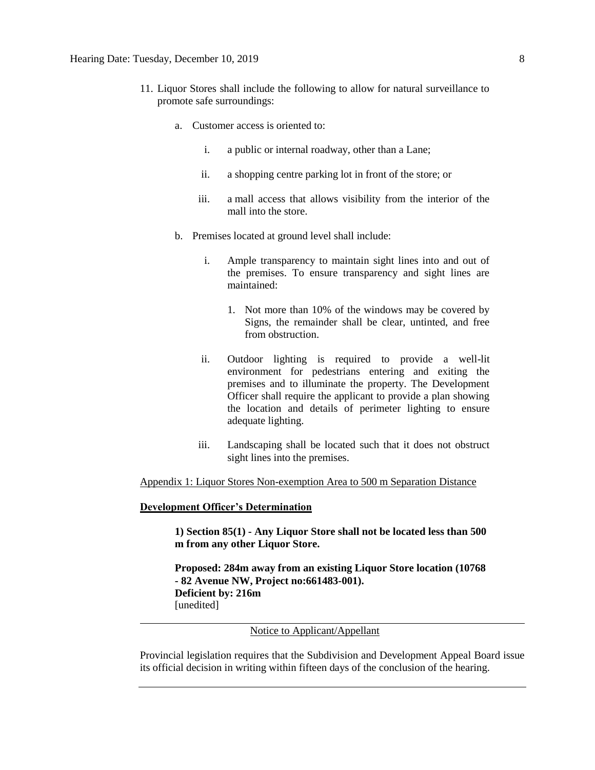11. Liquor Stores shall include the following to allow for natural surveillance to promote safe surroundings:

    a. Customer access is oriented to:

        i. a public or internal roadway, other than a Lane;

        ii. a shopping centre parking lot in front of the store; or

        iii. a mall access that allows visibility from the interior of the mall into the store.

    b. Premises located at ground level shall include:

        i. Ample transparency to maintain sight lines into and out of the premises. To ensure transparency and sight lines are maintained:

            1. Not more than 10% of the windows may be covered by Signs, the remainder shall be clear, untinted, and free from obstruction.

        ii. Outdoor lighting is required to provide a well-lit environment for pedestrians entering and exiting the premises and to illuminate the property. The Development Officer shall require the applicant to provide a plan showing the location and details of perimeter lighting to ensure adequate lighting.

        iii. Landscaping shall be located such that it does not obstruct sight lines into the premises.

Appendix 1: Liquor Stores Non-exemption Area to 500 m Separation Distance

**Development Officer's Determination**

**1) Section 85(1) - Any Liquor Store shall not be located less than 500 m from any other Liquor Store.**

**Proposed: 284m away from an existing Liquor Store location (10768 - 82 Avenue NW, Project no:661483-001).**
**Deficient by: 216m**
[unedited]

---

Notice to Applicant/Appellant

Provincial legislation requires that the Subdivision and Development Appeal Board issue its official decision in writing within fifteen days of the conclusion of the hearing.

---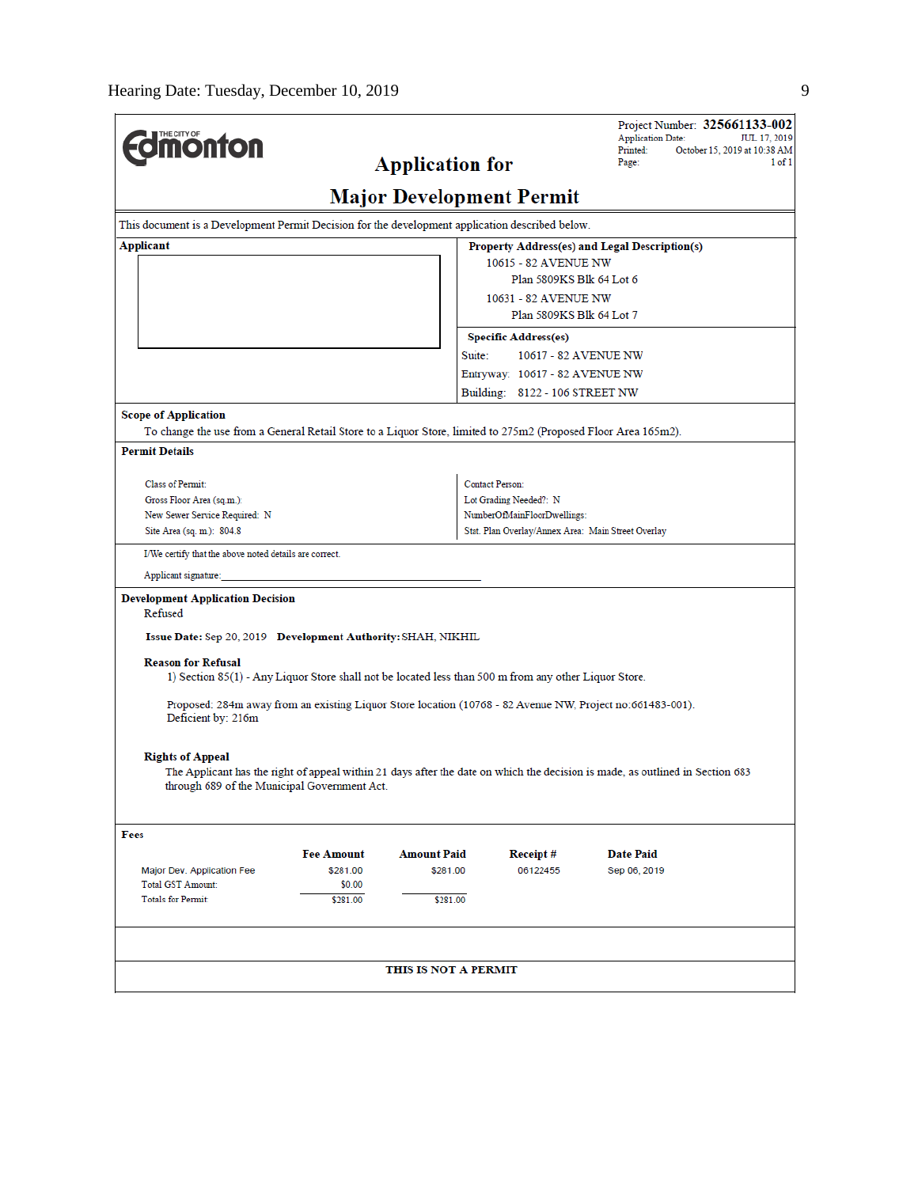THE CITY OF Edmonton

# Application for

# Major Development Permit

Project Number: **325661133-002**
Application Date: JUL 17, 2019
Printed: October 15, 2019 at 10:38 AM
Page: 1 of 1

This document is a Development Permit Decision for the development application described below.

**Applicant**

**Property Address(es) and Legal Description(s)**

10615 - 82 AVENUE NW
Plan 5809KS Blk 64 Lot 6

10631 - 82 AVENUE NW
Plan 5809KS Blk 64 Lot 7

**Specific Address(es)**

Suite: 10617 - 82 AVENUE NW
Entryway: 10617 - 82 AVENUE NW
Building: 8122 - 106 STREET NW

**Scope of Application**

To change the use from a General Retail Store to a Liquor Store, limited to 275m2 (Proposed Floor Area 165m2).

**Permit Details**

| | |
|---|---|
| Class of Permit: | Contact Person: |
| Gross Floor Area (sq.m.): | Lot Grading Needed?: N |
| New Sewer Service Required: N | NumberOfMainFloorDwellings: |
| Site Area (sq. m.): 804.8 | Stat. Plan Overlay/Annex Area: Main Street Overlay |

I/We certify that the above noted details are correct.

Applicant signature:

**Development Application Decision**

Refused

**Issue Date:** Sep 20, 2019 **Development Authority:** SHAH, NIKHIL

**Reason for Refusal**

1) Section 85(1) - Any Liquor Store shall not be located less than 500 m from any other Liquor Store.

Proposed: 284m away from an existing Liquor Store location (10768 - 82 Avenue NW, Project no:661483-001).
Deficient by: 216m

**Rights of Appeal**

The Applicant has the right of appeal within 21 days after the date on which the decision is made, as outlined in Section 683 through 689 of the Municipal Government Act.

**Fees**

| | Fee Amount | Amount Paid | Receipt # | Date Paid |
|---|---|---|---|---|
| Major Dev. Application Fee | $281.00 | $281.00 | 06122455 | Sep 06, 2019 |
| Total GST Amount: | $0.00 | | | |
| Totals for Permit: | $281.00 | $281.00 | | |

**THIS IS NOT A PERMIT**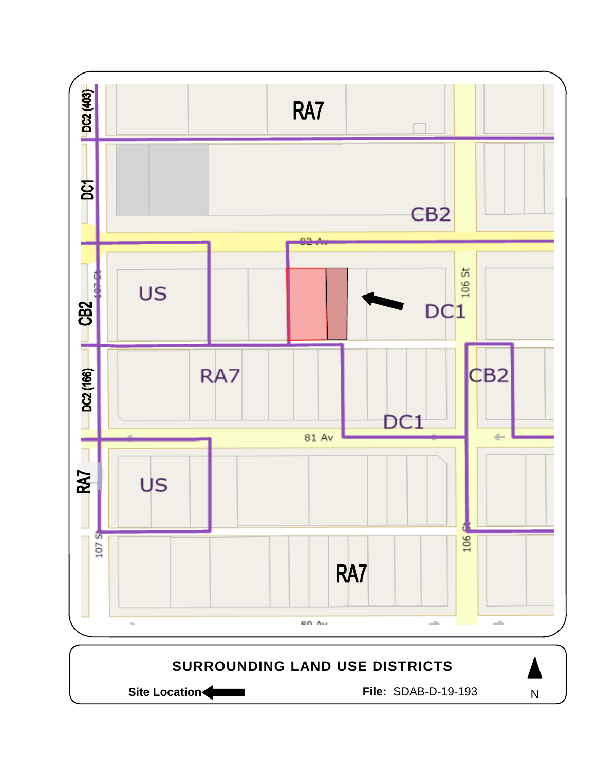RA7

DC2 (403)

DC1

CB2

82 Av

107 St

US

DC1

106 St

CB2

RA7

CB2

DC2 (166)

DC1

81 Av

RA7

US

107 St

106 St

RA7

80 Av

**SURROUNDING LAND USE DISTRICTS**

**Site Location**

**File:** SDAB-D-19-193

N